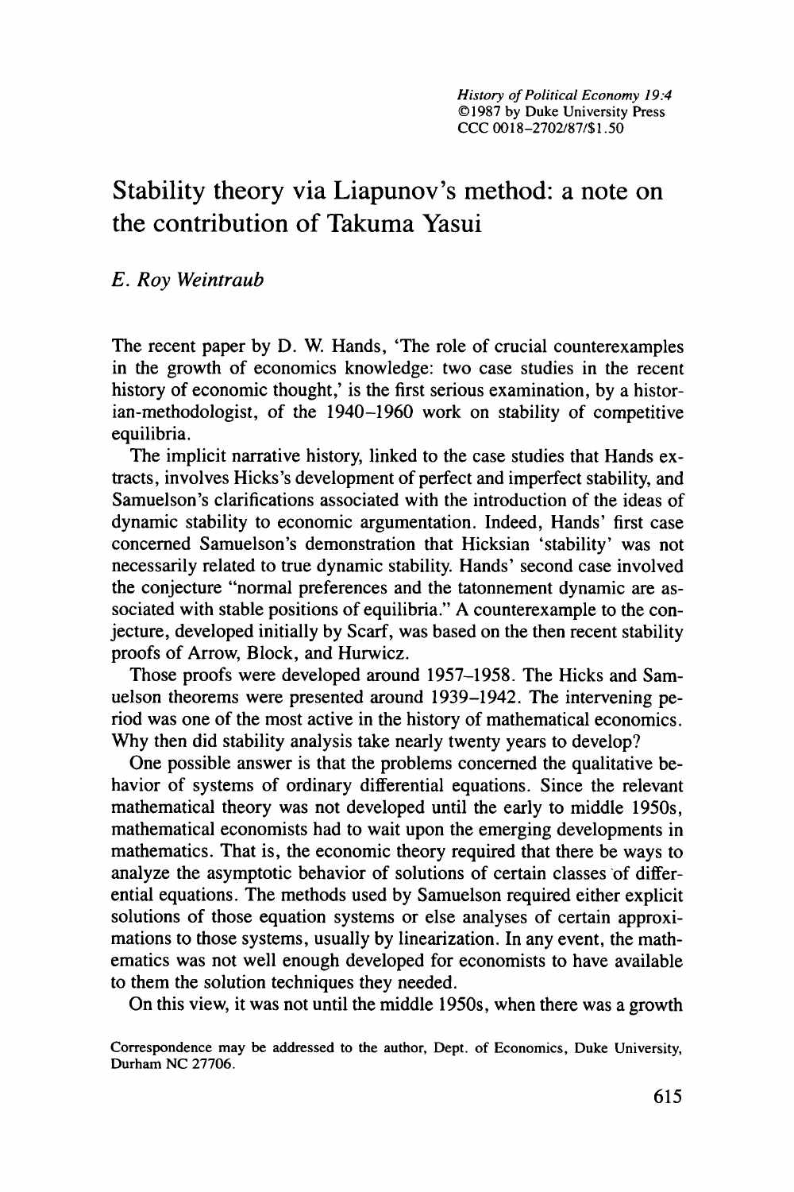# Stability theory via Liapunov's method: a note on the contribution of Takuma Yasui

*E. Roy Weintraub*

The recent paper by D. W. Hands, 'The role of crucial counterexamples in the growth of economics knowledge: two case studies in the recent history of economic thought,' is the first serious examination, by a historian-methodologist, of the 1940–1960 work on stability of competitive equilibria.

The implicit narrative history, linked to the case studies that Hands extracts, involves Hicks's development of perfect and imperfect stability, and Samuelson's clarifications associated with the introduction of the ideas of dynamic stability to economic argumentation. Indeed, Hands' first case concerned Samuelson's demonstration that Hicksian 'stability' was not necessarily related to true dynamic stability. Hands' second case involved the conjecture "normal preferences and the tatonnement dynamic are associated with stable positions of equilibria." A counterexample to the conjecture, developed initially by Scarf, was based on the then recent stability proofs of Arrow, Block, and Hurwicz.

Those proofs were developed around 1957–1958. The Hicks and Samuelson theorems were presented around 1939–1942. The intervening period was one of the most active in the history of mathematical economics. Why then did stability analysis take nearly twenty years to develop?

One possible answer is that the problems concerned the qualitative behavior of systems of ordinary differential equations. Since the relevant mathematical theory was not developed until the early to middle 1950s, mathematical economists had to wait upon the emerging developments in mathematics. That is, the economic theory required that there be ways to analyze the asymptotic behavior of solutions of certain classes of differential equations. The methods used by Samuelson required either explicit solutions of those equation systems or else analyses of certain approximations to those systems, usually by linearization. In any event, the mathematics was not well enough developed for economists to have available to them the solution techniques they needed.

On this view, it was not until the middle 1950s, when there was a growth

Correspondence may be addressed to the author, Dept. of Economics, Duke University, Durham NC 27706.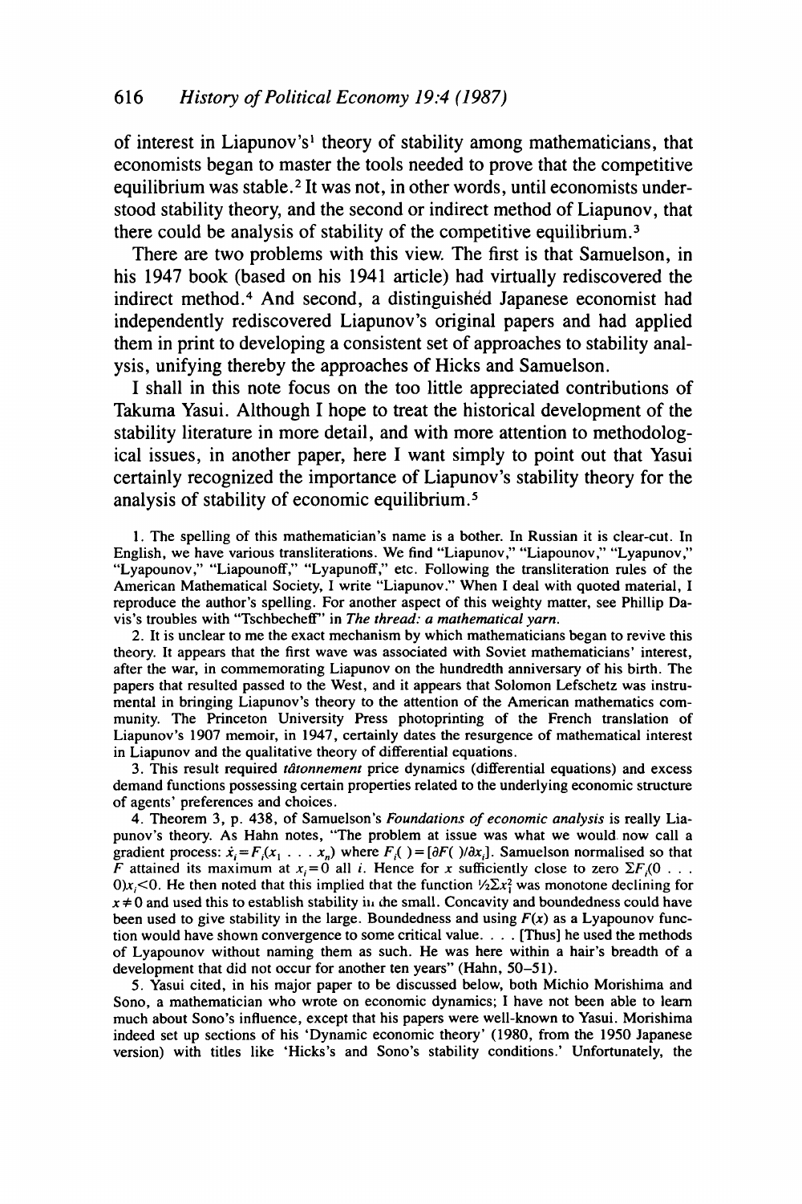of interest in Liapunov's[1] theory of stability among mathematicians, that economists began to master the tools needed to prove that the competitive equilibrium was stable.[2] It was not, in other words, until economists understood stability theory, and the second or indirect method of Liapunov, that there could be analysis of stability of the competitive equilibrium.[3]

There are two problems with this view. The first is that Samuelson, in his 1947 book (based on his 1941 article) had virtually rediscovered the indirect method.[4] And second, a distinguished Japanese economist had independently rediscovered Liapunov's original papers and had applied them in print to developing a consistent set of approaches to stability analysis, unifying thereby the approaches of Hicks and Samuelson.

I shall in this note focus on the too little appreciated contributions of Takuma Yasui. Although I hope to treat the historical development of the stability literature in more detail, and with more attention to methodological issues, in another paper, here I want simply to point out that Yasui certainly recognized the importance of Liapunov's stability theory for the analysis of stability of economic equilibrium.[5]

1. The spelling of this mathematician's name is a bother. In Russian it is clear-cut. In English, we have various transliterations. We find "Liapunov," "Liapounov," "Lyapunov," "Lyapounov," "Liapounoff," "Lyapunoff," etc. Following the transliteration rules of the American Mathematical Society, I write "Liapunov." When I deal with quoted material, I reproduce the author's spelling. For another aspect of this weighty matter, see Phillip Davis's troubles with "Tschbecheff" in *The thread: a mathematical yarn.*

2. It is unclear to me the exact mechanism by which mathematicians began to revive this theory. It appears that the first wave was associated with Soviet mathematicians' interest, after the war, in commemorating Liapunov on the hundredth anniversary of his birth. The papers that resulted passed to the West, and it appears that Solomon Lefschetz was instrumental in bringing Liapunov's theory to the attention of the American mathematics community. The Princeton University Press photoprinting of the French translation of Liapunov's 1907 memoir, in 1947, certainly dates the resurgence of mathematical interest in Liapunov and the qualitative theory of differential equations.

3. This result required *tâtonnement* price dynamics (differential equations) and excess demand functions possessing certain properties related to the underlying economic structure of agents' preferences and choices.

4. Theorem 3, p. 438, of Samuelson's *Foundations of economic analysis* is really Liapunov's theory. As Hahn notes, "The problem at issue was what we would now call a gradient process: $\dot{x}_i = F_i(x_1 \ldots x_n)$ where $F_i(\;) = [\partial F(\;)/\partial x_i]$. Samuelson normalised so that $F$ attained its maximum at $x_i = 0$ all $i$. Hence for $x$ sufficiently close to zero $\Sigma F_i(0 \ldots 0)x_i < 0$. He then noted that this implied that the function $\frac{1}{2}\Sigma x_i^2$ was monotone declining for $x \neq 0$ and used this to establish stability in the small. Concavity and boundedness could have been used to give stability in the large. Boundedness and using $F(x)$ as a Lyapounov function would have shown convergence to some critical value. . . . [Thus] he used the methods of Lyapounov without naming them as such. He was here within a hair's breadth of a development that did not occur for another ten years" (Hahn, 50–51).

5. Yasui cited, in his major paper to be discussed below, both Michio Morishima and Sono, a mathematician who wrote on economic dynamics; I have not been able to learn much about Sono's influence, except that his papers were well-known to Yasui. Morishima indeed set up sections of his 'Dynamic economic theory' (1980, from the 1950 Japanese version) with titles like 'Hicks's and Sono's stability conditions.' Unfortunately, the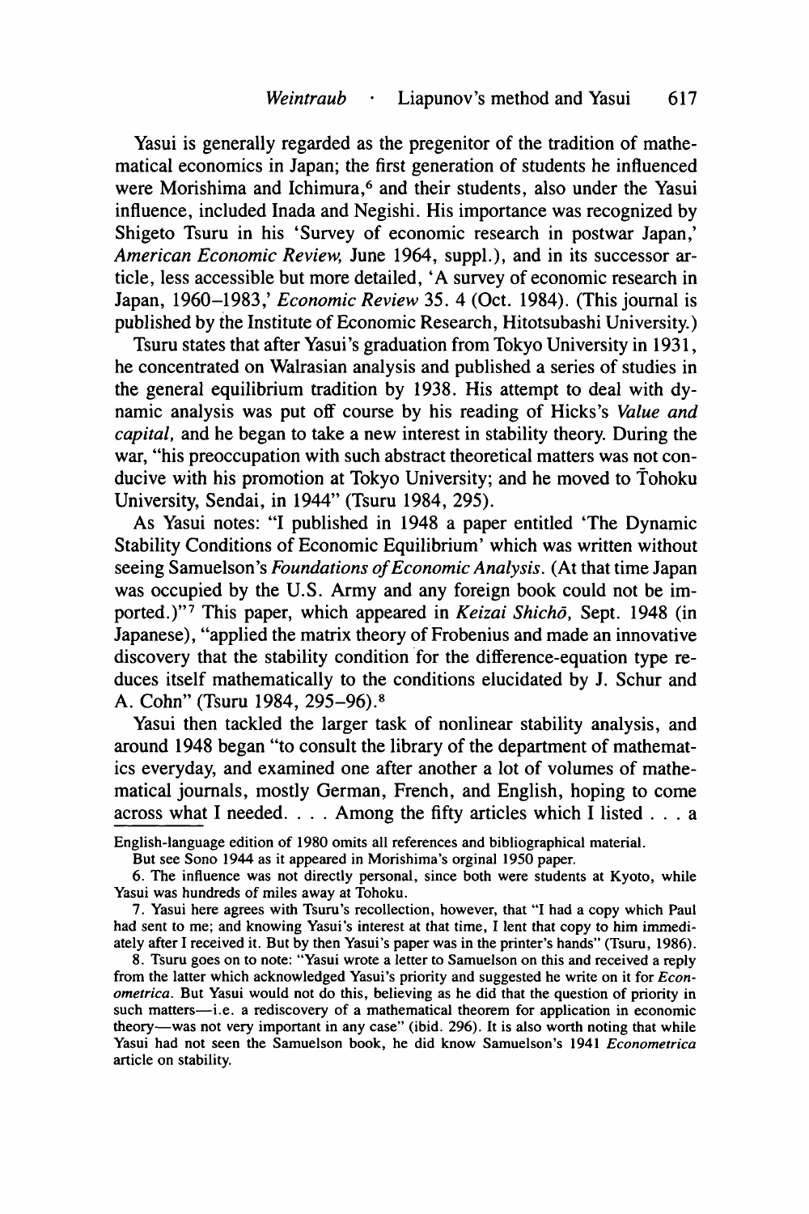Yasui is generally regarded as the pregenitor of the tradition of mathematical economics in Japan; the first generation of students he influenced were Morishima and Ichimura,[6] and their students, also under the Yasui influence, included Inada and Negishi. His importance was recognized by Shigeto Tsuru in his 'Survey of economic research in postwar Japan,' *American Economic Review*, June 1964, suppl.), and in its successor article, less accessible but more detailed, 'A survey of economic research in Japan, 1960–1983,' *Economic Review* 35. 4 (Oct. 1984). (This journal is published by the Institute of Economic Research, Hitotsubashi University.)

Tsuru states that after Yasui's graduation from Tokyo University in 1931, he concentrated on Walrasian analysis and published a series of studies in the general equilibrium tradition by 1938. His attempt to deal with dynamic analysis was put off course by his reading of Hicks's *Value and capital*, and he began to take a new interest in stability theory. During the war, "his preoccupation with such abstract theoretical matters was not conducive with his promotion at Tokyo University; and he moved to Tohoku University, Sendai, in 1944" (Tsuru 1984, 295).

As Yasui notes: "I published in 1948 a paper entitled 'The Dynamic Stability Conditions of Economic Equilibrium' which was written without seeing Samuelson's *Foundations of Economic Analysis*. (At that time Japan was occupied by the U.S. Army and any foreign book could not be imported.)"[7] This paper, which appeared in *Keizai Shichō*, Sept. 1948 (in Japanese), "applied the matrix theory of Frobenius and made an innovative discovery that the stability condition for the difference-equation type reduces itself mathematically to the conditions elucidated by J. Schur and A. Cohn" (Tsuru 1984, 295–96).[8]

Yasui then tackled the larger task of nonlinear stability analysis, and around 1948 began "to consult the library of the department of mathematics everyday, and examined one after another a lot of volumes of mathematical journals, mostly German, French, and English, hoping to come across what I needed. . . . Among the fifty articles which I listed . . . a

---

English-language edition of 1980 omits all references and bibliographical material.

But see Sono 1944 as it appeared in Morishima's orginal 1950 paper.

6. The influence was not directly personal, since both were students at Kyoto, while Yasui was hundreds of miles away at Tohoku.

7. Yasui here agrees with Tsuru's recollection, however, that "I had a copy which Paul had sent to me; and knowing Yasui's interest at that time, I lent that copy to him immediately after I received it. But by then Yasui's paper was in the printer's hands" (Tsuru, 1986).

8. Tsuru goes on to note: "Yasui wrote a letter to Samuelson on this and received a reply from the latter which acknowledged Yasui's priority and suggested he write on it for *Econometrica*. But Yasui would not do this, believing as he did that the question of priority in such matters—i.e. a rediscovery of a mathematical theorem for application in economic theory—was not very important in any case" (ibid. 296). It is also worth noting that while Yasui had not seen the Samuelson book, he did know Samuelson's 1941 *Econometrica* article on stability.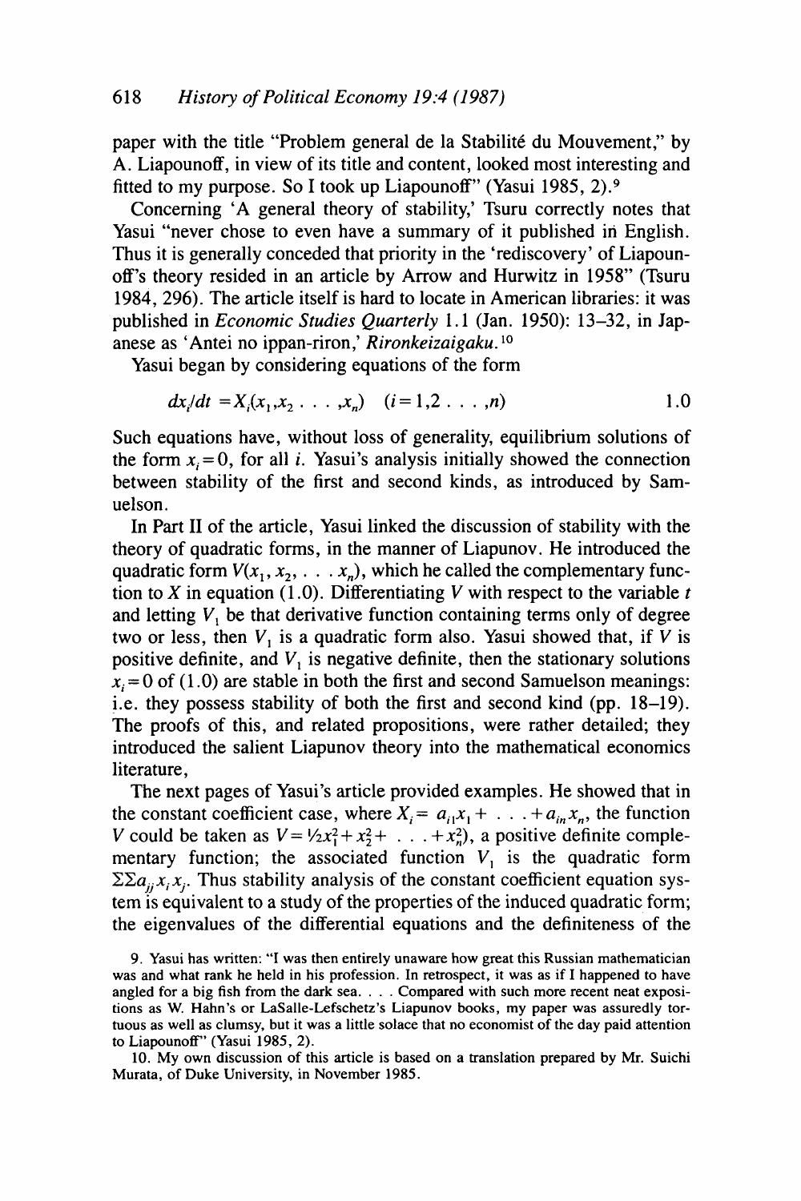paper with the title "Problem general de la Stabilité du Mouvement," by A. Liapounoff, in view of its title and content, looked most interesting and fitted to my purpose. So I took up Liapounoff" (Yasui 1985, 2).[9]

Concerning 'A general theory of stability,' Tsuru correctly notes that Yasui "never chose to even have a summary of it published in English. Thus it is generally conceded that priority in the 'rediscovery' of Liapounoff's theory resided in an article by Arrow and Hurwitz in 1958" (Tsuru 1984, 296). The article itself is hard to locate in American libraries: it was published in *Economic Studies Quarterly* 1.1 (Jan. 1950): 13–32, in Japanese as 'Antei no ippan-riron,' *Rironkeizaigaku*.[10]

Yasui began by considering equations of the form

$$dx_i/dt = X_i(x_1, x_2 \ldots, x_n) \quad (i = 1, 2 \ldots, n) \qquad 1.0$$

Such equations have, without loss of generality, equilibrium solutions of the form $x_i = 0$, for all $i$. Yasui's analysis initially showed the connection between stability of the first and second kinds, as introduced by Samuelson.

In Part II of the article, Yasui linked the discussion of stability with the theory of quadratic forms, in the manner of Liapunov. He introduced the quadratic form $V(x_1, x_2, \ldots x_n)$, which he called the complementary function to $X$ in equation (1.0). Differentiating $V$ with respect to the variable $t$ and letting $V_1$ be that derivative function containing terms only of degree two or less, then $V_1$ is a quadratic form also. Yasui showed that, if $V$ is positive definite, and $V_1$ is negative definite, then the stationary solutions $x_i = 0$ of (1.0) are stable in both the first and second Samuelson meanings: i.e. they possess stability of both the first and second kind (pp. 18–19). The proofs of this, and related propositions, were rather detailed; they introduced the salient Liapunov theory into the mathematical economics literature,

The next pages of Yasui's article provided examples. He showed that in the constant coefficient case, where $X_i = a_{i1}x_1 + \ldots + a_{in}x_n$, the function $V$ could be taken as $V = \frac{1}{2}x_1^2 + x_2^2 + \ldots + x_n^2)$, a positive definite complementary function; the associated function $V_1$ is the quadratic form $\Sigma\Sigma a_{ij}x_i x_j$. Thus stability analysis of the constant coefficient equation system is equivalent to a study of the properties of the induced quadratic form; the eigenvalues of the differential equations and the definiteness of the

9. Yasui has written: "I was then entirely unaware how great this Russian mathematician was and what rank he held in his profession. In retrospect, it was as if I happened to have angled for a big fish from the dark sea. . . . Compared with such more recent neat expositions as W. Hahn's or LaSalle-Lefschetz's Liapunov books, my paper was assuredly tortuous as well as clumsy, but it was a little solace that no economist of the day paid attention to Liapounoff" (Yasui 1985, 2).

10. My own discussion of this article is based on a translation prepared by Mr. Suichi Murata, of Duke University, in November 1985.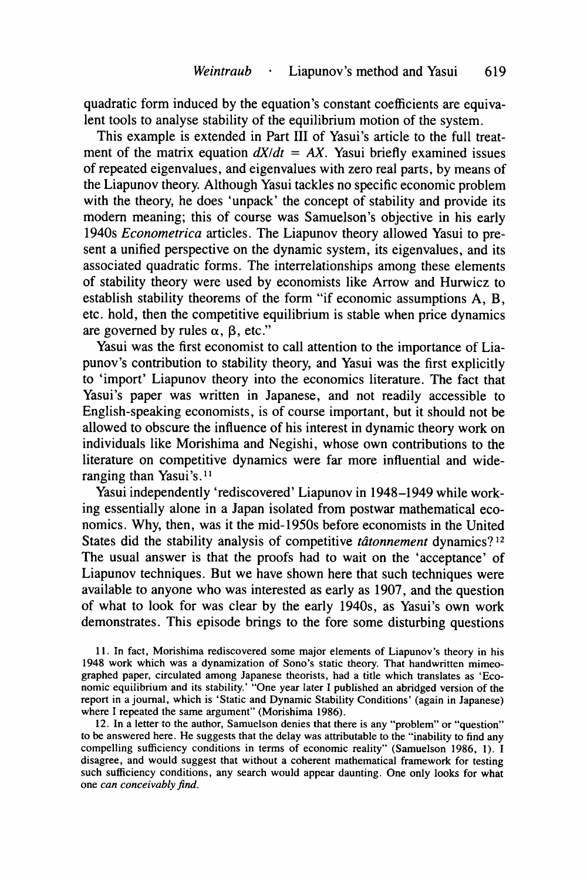quadratic form induced by the equation's constant coefficients are equivalent tools to analyse stability of the equilibrium motion of the system.

This example is extended in Part III of Yasui's article to the full treatment of the matrix equation $dX/dt = AX$. Yasui briefly examined issues of repeated eigenvalues, and eigenvalues with zero real parts, by means of the Liapunov theory. Although Yasui tackles no specific economic problem with the theory, he does 'unpack' the concept of stability and provide its modern meaning; this of course was Samuelson's objective in his early 1940s *Econometrica* articles. The Liapunov theory allowed Yasui to present a unified perspective on the dynamic system, its eigenvalues, and its associated quadratic forms. The interrelationships among these elements of stability theory were used by economists like Arrow and Hurwicz to establish stability theorems of the form "if economic assumptions A, B, etc. hold, then the competitive equilibrium is stable when price dynamics are governed by rules $\alpha$, $\beta$, etc."

Yasui was the first economist to call attention to the importance of Liapunov's contribution to stability theory, and Yasui was the first explicitly to 'import' Liapunov theory into the economics literature. The fact that Yasui's paper was written in Japanese, and not readily accessible to English-speaking economists, is of course important, but it should not be allowed to obscure the influence of his interest in dynamic theory work on individuals like Morishima and Negishi, whose own contributions to the literature on competitive dynamics were far more influential and wide-ranging than Yasui's.[11]

Yasui independently 'rediscovered' Liapunov in 1948–1949 while working essentially alone in a Japan isolated from postwar mathematical economics. Why, then, was it the mid-1950s before economists in the United States did the stability analysis of competitive *tâtonnement* dynamics?[12] The usual answer is that the proofs had to wait on the 'acceptance' of Liapunov techniques. But we have shown here that such techniques were available to anyone who was interested as early as 1907, and the question of what to look for was clear by the early 1940s, as Yasui's own work demonstrates. This episode brings to the fore some disturbing questions

11. In fact, Morishima rediscovered some major elements of Liapunov's theory in his 1948 work which was a dynamization of Sono's static theory. That handwritten mimeographed paper, circulated among Japanese theorists, had a title which translates as 'Economic equilibrium and its stability.' "One year later I published an abridged version of the report in a journal, which is 'Static and Dynamic Stability Conditions' (again in Japanese) where I repeated the same argument" (Morishima 1986).

12. In a letter to the author, Samuelson denies that there is any "problem" or "question" to be answered here. He suggests that the delay was attributable to the "inability to find any compelling sufficiency conditions in terms of economic reality" (Samuelson 1986, 1). I disagree, and would suggest that without a coherent mathematical framework for testing such sufficiency conditions, any search would appear daunting. One only looks for what one *can conceivably find*.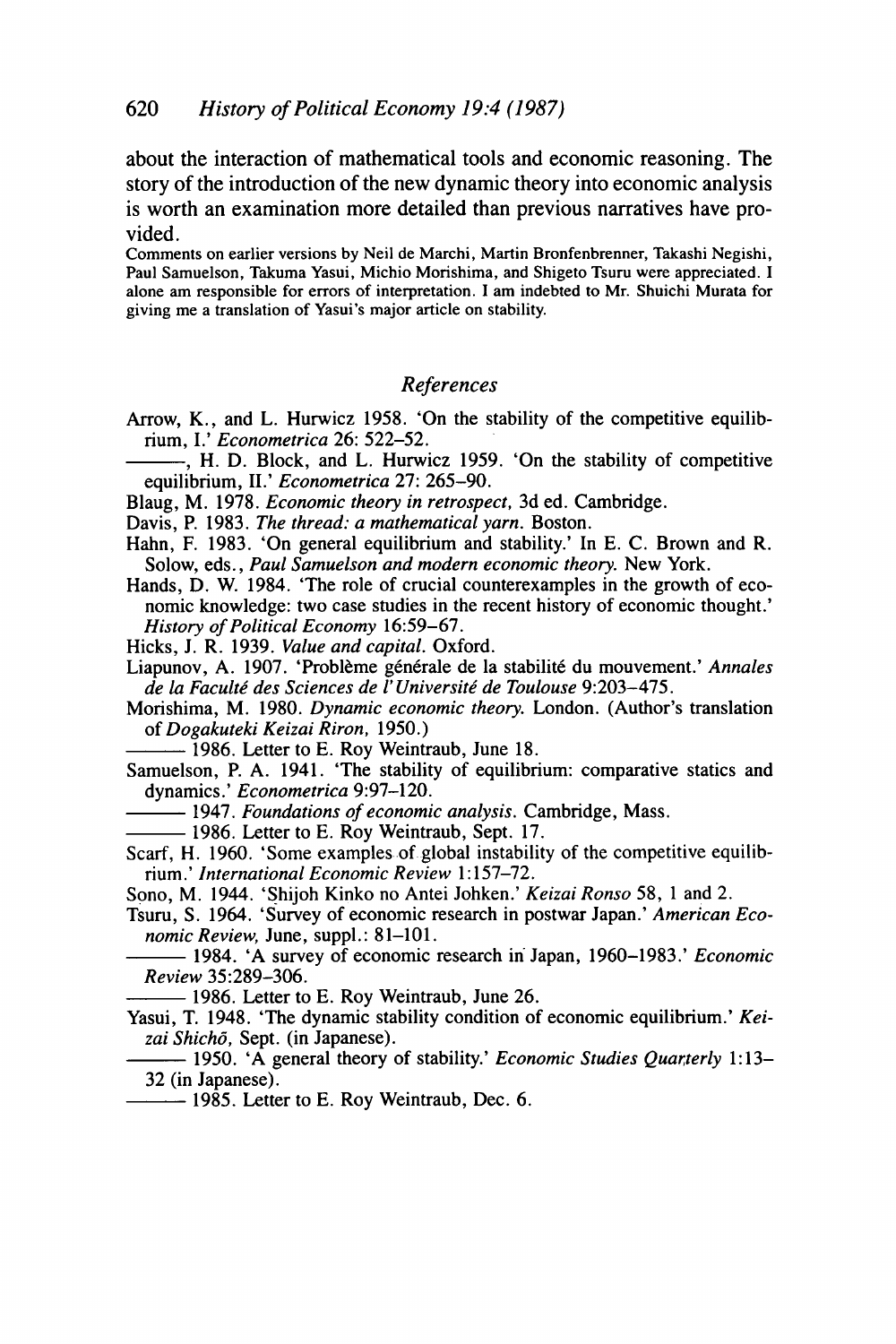about the interaction of mathematical tools and economic reasoning. The story of the introduction of the new dynamic theory into economic analysis is worth an examination more detailed than previous narratives have provided.

Comments on earlier versions by Neil de Marchi, Martin Bronfenbrenner, Takashi Negishi, Paul Samuelson, Takuma Yasui, Michio Morishima, and Shigeto Tsuru were appreciated. I alone am responsible for errors of interpretation. I am indebted to Mr. Shuichi Murata for giving me a translation of Yasui's major article on stability.

## References

Arrow, K., and L. Hurwicz 1958. 'On the stability of the competitive equilibrium, I.' *Econometrica* 26: 522–52.

———, H. D. Block, and L. Hurwicz 1959. 'On the stability of competitive equilibrium, II.' *Econometrica* 27: 265–90.

Blaug, M. 1978. *Economic theory in retrospect*, 3d ed. Cambridge.

Davis, P. 1983. *The thread: a mathematical yarn*. Boston.

Hahn, F. 1983. 'On general equilibrium and stability.' In E. C. Brown and R. Solow, eds., *Paul Samuelson and modern economic theory*. New York.

Hands, D. W. 1984. 'The role of crucial counterexamples in the growth of economic knowledge: two case studies in the recent history of economic thought.' *History of Political Economy* 16:59–67.

Hicks, J. R. 1939. *Value and capital*. Oxford.

Liapunov, A. 1907. 'Problème générale de la stabilité du mouvement.' *Annales de la Faculté des Sciences de l'Université de Toulouse* 9:203–475.

Morishima, M. 1980. *Dynamic economic theory*. London. (Author's translation of *Dogakuteki Keizai Riron*, 1950.)

——— 1986. Letter to E. Roy Weintraub, June 18.

Samuelson, P. A. 1941. 'The stability of equilibrium: comparative statics and dynamics.' *Econometrica* 9:97–120.

——— 1947. *Foundations of economic analysis*. Cambridge, Mass.

——— 1986. Letter to E. Roy Weintraub, Sept. 17.

Scarf, H. 1960. 'Some examples of global instability of the competitive equilibrium.' *International Economic Review* 1:157–72.

Sono, M. 1944. 'Shijoh Kinko no Antei Johken.' *Keizai Ronso* 58, 1 and 2.

Tsuru, S. 1964. 'Survey of economic research in postwar Japan.' *American Economic Review*, June, suppl.: 81–101.

——— 1984. 'A survey of economic research in Japan, 1960–1983.' *Economic Review* 35:289–306.

——— 1986. Letter to E. Roy Weintraub, June 26.

Yasui, T. 1948. 'The dynamic stability condition of economic equilibrium.' *Keizai Shichō*, Sept. (in Japanese).

——— 1950. 'A general theory of stability.' *Economic Studies Quarterly* 1:13–32 (in Japanese).

——— 1985. Letter to E. Roy Weintraub, Dec. 6.